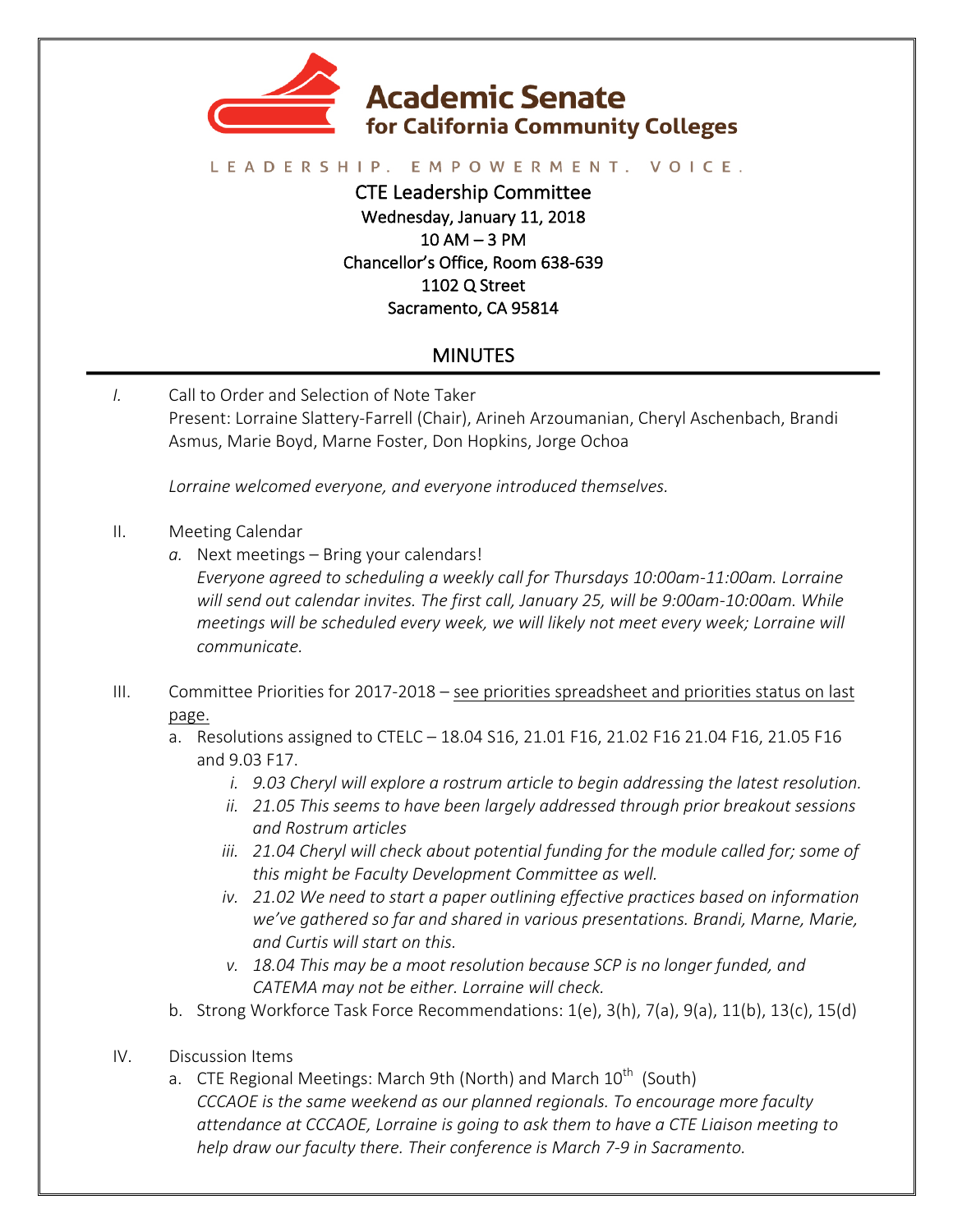# Academic Senate for California Community Colleges

LEADERSHIP. EMPOWERMENT. VOICE.

CTE Leadership Committee
Wednesday, January 11, 2018
10 AM – 3 PM
Chancellor's Office, Room 638-639
1102 Q Street
Sacramento, CA 95814

## MINUTES

*I.* Call to Order and Selection of Note Taker
Present: Lorraine Slattery-Farrell (Chair), Arineh Arzoumanian, Cheryl Aschenbach, Brandi Asmus, Marie Boyd, Marne Foster, Don Hopkins, Jorge Ochoa

*Lorraine welcomed everyone, and everyone introduced themselves.*

II. Meeting Calendar

*a.* Next meetings – Bring your calendars!
*Everyone agreed to scheduling a weekly call for Thursdays 10:00am-11:00am. Lorraine will send out calendar invites. The first call, January 25, will be 9:00am-10:00am. While meetings will be scheduled every week, we will likely not meet every week; Lorraine will communicate.*

III. Committee Priorities for 2017-2018 – <u>see priorities spreadsheet and priorities status on last page.</u>

a. Resolutions assigned to CTELC – 18.04 S16, 21.01 F16, 21.02 F16 21.04 F16, 21.05 F16 and 9.03 F17.
   i. *9.03 Cheryl will explore a rostrum article to begin addressing the latest resolution.*
   ii. *21.05 This seems to have been largely addressed through prior breakout sessions and Rostrum articles*
   iii. *21.04 Cheryl will check about potential funding for the module called for; some of this might be Faculty Development Committee as well.*
   iv. *21.02 We need to start a paper outlining effective practices based on information we've gathered so far and shared in various presentations. Brandi, Marne, Marie, and Curtis will start on this.*
   v. *18.04 This may be a moot resolution because SCP is no longer funded, and CATEMA may not be either. Lorraine will check.*

b. Strong Workforce Task Force Recommendations: 1(e), 3(h), 7(a), 9(a), 11(b), 13(c), 15(d)

IV. Discussion Items

a. CTE Regional Meetings: March 9th (North) and March 10th (South)
*CCCAOE is the same weekend as our planned regionals. To encourage more faculty attendance at CCCAOE, Lorraine is going to ask them to have a CTE Liaison meeting to help draw our faculty there. Their conference is March 7-9 in Sacramento.*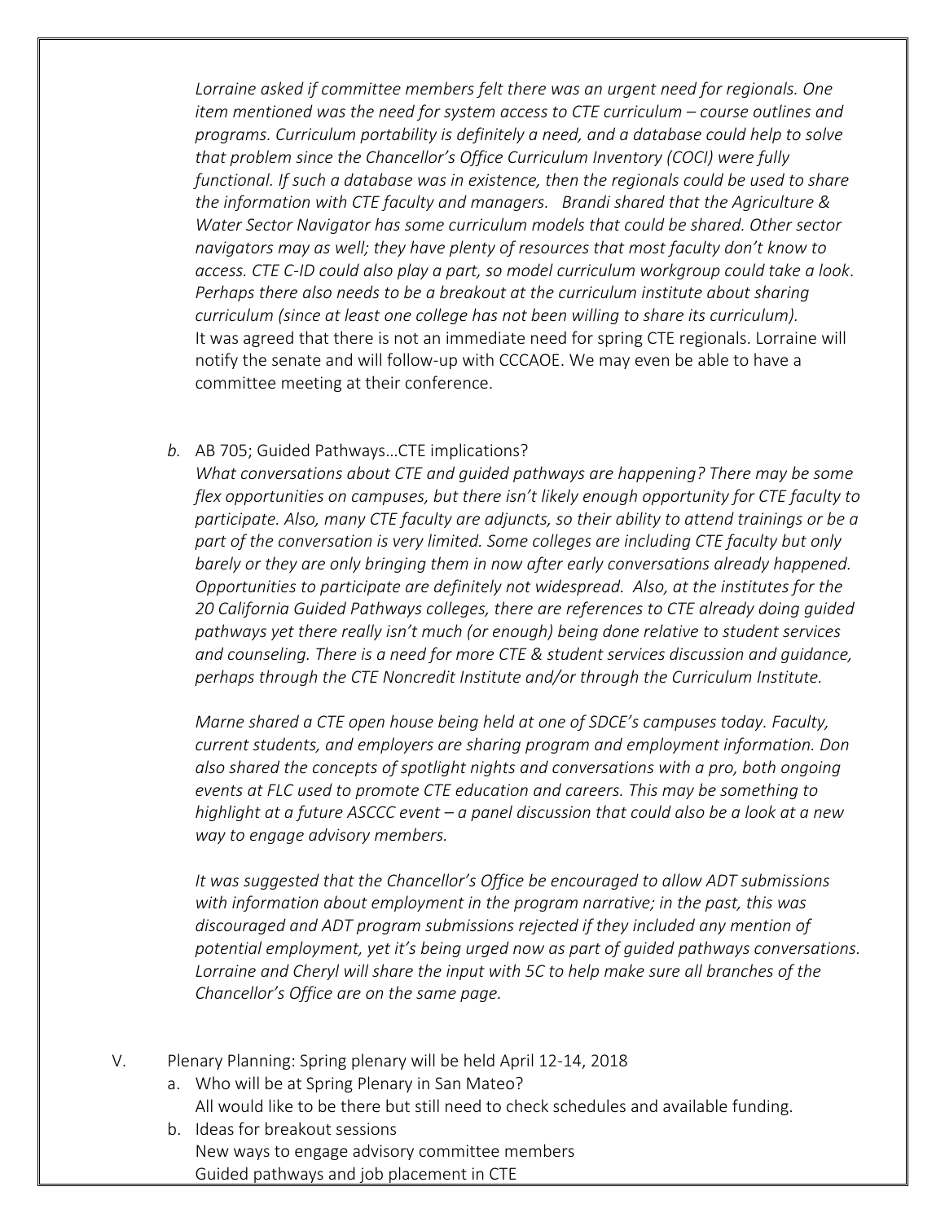*Lorraine asked if committee members felt there was an urgent need for regionals. One item mentioned was the need for system access to CTE curriculum – course outlines and programs. Curriculum portability is definitely a need, and a database could help to solve that problem since the Chancellor's Office Curriculum Inventory (COCI) were fully functional. If such a database was in existence, then the regionals could be used to share the information with CTE faculty and managers. Brandi shared that the Agriculture & Water Sector Navigator has some curriculum models that could be shared. Other sector navigators may as well; they have plenty of resources that most faculty don't know to access. CTE C-ID could also play a part, so model curriculum workgroup could take a look. Perhaps there also needs to be a breakout at the curriculum institute about sharing curriculum (since at least one college has not been willing to share its curriculum).*
It was agreed that there is not an immediate need for spring CTE regionals. Lorraine will notify the senate and will follow-up with CCCAOE. We may even be able to have a committee meeting at their conference.

*b.* AB 705; Guided Pathways…CTE implications?
*What conversations about CTE and guided pathways are happening? There may be some flex opportunities on campuses, but there isn't likely enough opportunity for CTE faculty to participate. Also, many CTE faculty are adjuncts, so their ability to attend trainings or be a part of the conversation is very limited. Some colleges are including CTE faculty but only barely or they are only bringing them in now after early conversations already happened. Opportunities to participate are definitely not widespread. Also, at the institutes for the 20 California Guided Pathways colleges, there are references to CTE already doing guided pathways yet there really isn't much (or enough) being done relative to student services and counseling. There is a need for more CTE & student services discussion and guidance, perhaps through the CTE Noncredit Institute and/or through the Curriculum Institute.*

*Marne shared a CTE open house being held at one of SDCE's campuses today. Faculty, current students, and employers are sharing program and employment information. Don also shared the concepts of spotlight nights and conversations with a pro, both ongoing events at FLC used to promote CTE education and careers. This may be something to highlight at a future ASCCC event – a panel discussion that could also be a look at a new way to engage advisory members.*

*It was suggested that the Chancellor's Office be encouraged to allow ADT submissions with information about employment in the program narrative; in the past, this was discouraged and ADT program submissions rejected if they included any mention of potential employment, yet it's being urged now as part of guided pathways conversations. Lorraine and Cheryl will share the input with 5C to help make sure all branches of the Chancellor's Office are on the same page.*

V. Plenary Planning: Spring plenary will be held April 12-14, 2018
   a. Who will be at Spring Plenary in San Mateo?
      All would like to be there but still need to check schedules and available funding.
   b. Ideas for breakout sessions
      New ways to engage advisory committee members
      Guided pathways and job placement in CTE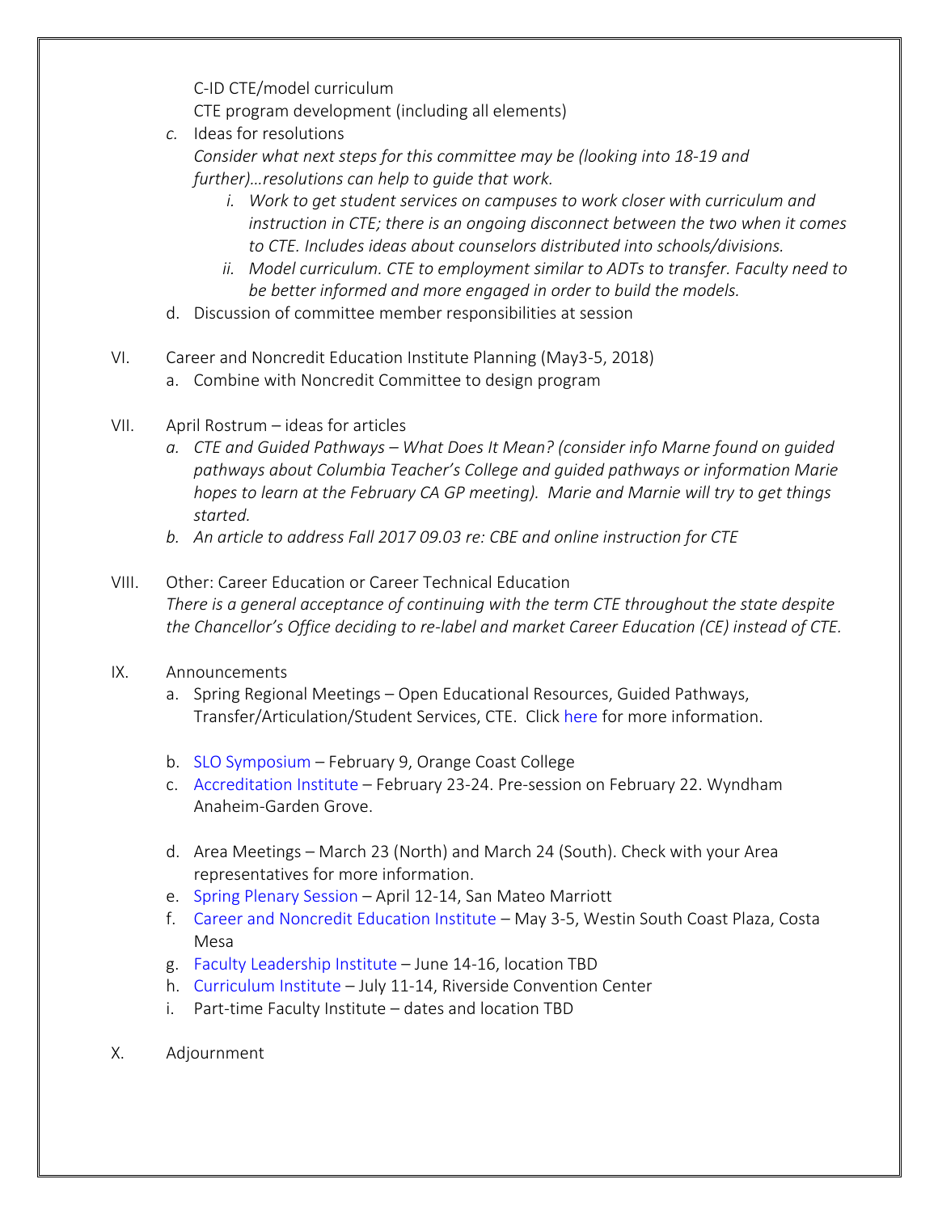C-ID CTE/model curriculum
CTE program development (including all elements)

c. Ideas for resolutions
*Consider what next steps for this committee may be (looking into 18-19 and further)…resolutions can help to guide that work.*
   i. *Work to get student services on campuses to work closer with curriculum and instruction in CTE; there is an ongoing disconnect between the two when it comes to CTE. Includes ideas about counselors distributed into schools/divisions.*
   ii. *Model curriculum. CTE to employment similar to ADTs to transfer. Faculty need to be better informed and more engaged in order to build the models.*

d. Discussion of committee member responsibilities at session

VI. Career and Noncredit Education Institute Planning (May3-5, 2018)
   a. Combine with Noncredit Committee to design program

VII. April Rostrum – ideas for articles
   a. *CTE and Guided Pathways – What Does It Mean? (consider info Marne found on guided pathways about Columbia Teacher's College and guided pathways or information Marie hopes to learn at the February CA GP meeting). Marie and Marnie will try to get things started.*
   b. *An article to address Fall 2017 09.03 re: CBE and online instruction for CTE*

VIII. Other: Career Education or Career Technical Education
*There is a general acceptance of continuing with the term CTE throughout the state despite the Chancellor's Office deciding to re-label and market Career Education (CE) instead of CTE.*

IX. Announcements
   a. Spring Regional Meetings – Open Educational Resources, Guided Pathways, Transfer/Articulation/Student Services, CTE. Click here for more information.
   b. SLO Symposium – February 9, Orange Coast College
   c. Accreditation Institute – February 23-24. Pre-session on February 22. Wyndham Anaheim-Garden Grove.
   d. Area Meetings – March 23 (North) and March 24 (South). Check with your Area representatives for more information.
   e. Spring Plenary Session – April 12-14, San Mateo Marriott
   f. Career and Noncredit Education Institute – May 3-5, Westin South Coast Plaza, Costa Mesa
   g. Faculty Leadership Institute – June 14-16, location TBD
   h. Curriculum Institute – July 11-14, Riverside Convention Center
   i. Part-time Faculty Institute – dates and location TBD

X. Adjournment